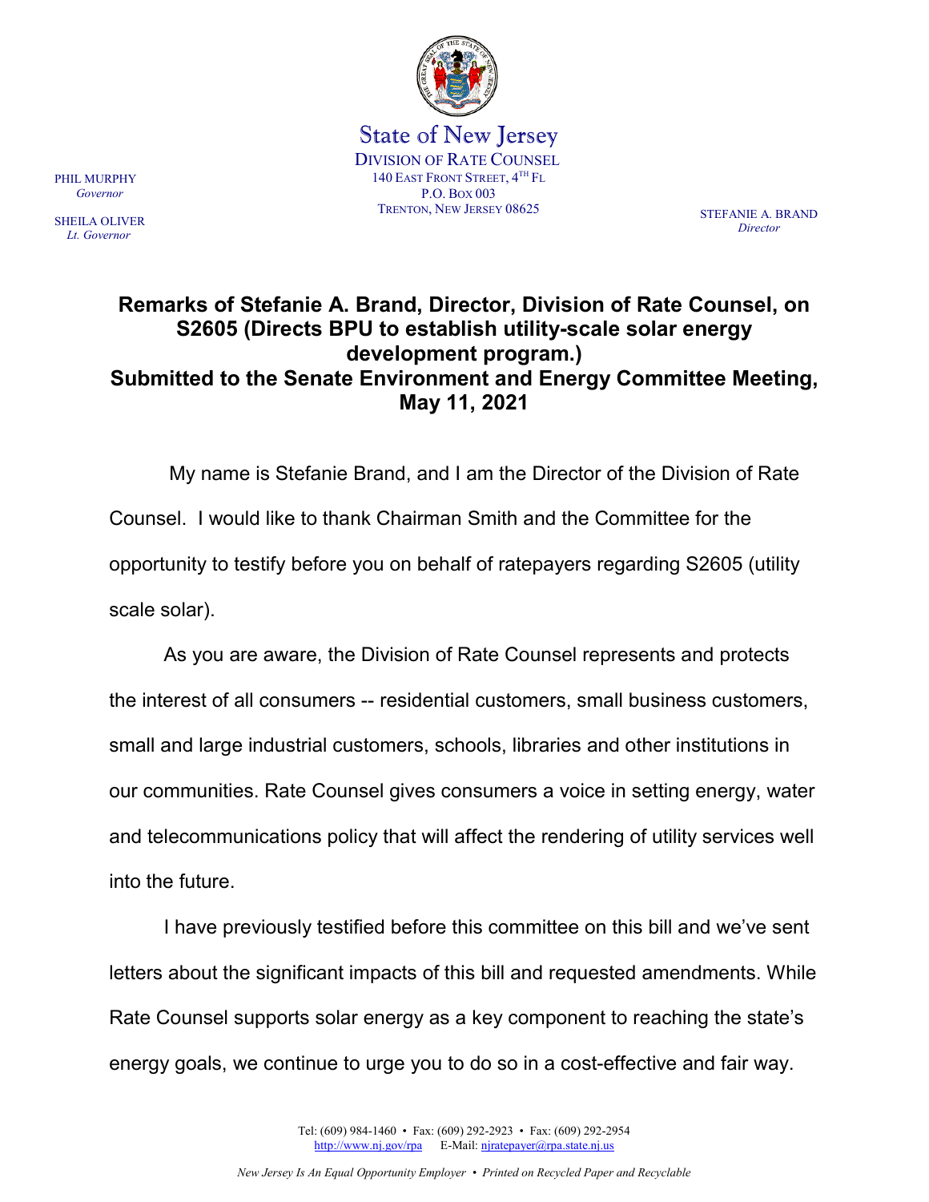State of New Jersey

DIVISION OF RATE COUNSEL
140 EAST FRONT STREET, 4TH FL
P.O. BOX 003
TRENTON, NEW JERSEY 08625

PHIL MURPHY
*Governor*

SHEILA OLIVER
*Lt. Governor*

STEFANIE A. BRAND
*Director*

# Remarks of Stefanie A. Brand, Director, Division of Rate Counsel, on S2605 (Directs BPU to establish utility-scale solar energy development program.) Submitted to the Senate Environment and Energy Committee Meeting, May 11, 2021

My name is Stefanie Brand, and I am the Director of the Division of Rate Counsel. I would like to thank Chairman Smith and the Committee for the opportunity to testify before you on behalf of ratepayers regarding S2605 (utility scale solar).

As you are aware, the Division of Rate Counsel represents and protects the interest of all consumers -- residential customers, small business customers, small and large industrial customers, schools, libraries and other institutions in our communities. Rate Counsel gives consumers a voice in setting energy, water and telecommunications policy that will affect the rendering of utility services well into the future.

I have previously testified before this committee on this bill and we've sent letters about the significant impacts of this bill and requested amendments. While Rate Counsel supports solar energy as a key component to reaching the state's energy goals, we continue to urge you to do so in a cost-effective and fair way.

Tel: (609) 984-1460 • Fax: (609) 292-2923 • Fax: (609) 292-2954
http://www.nj.gov/rpa E-Mail: njratepayer@rpa.state.nj.us

*New Jersey Is An Equal Opportunity Employer • Printed on Recycled Paper and Recyclable*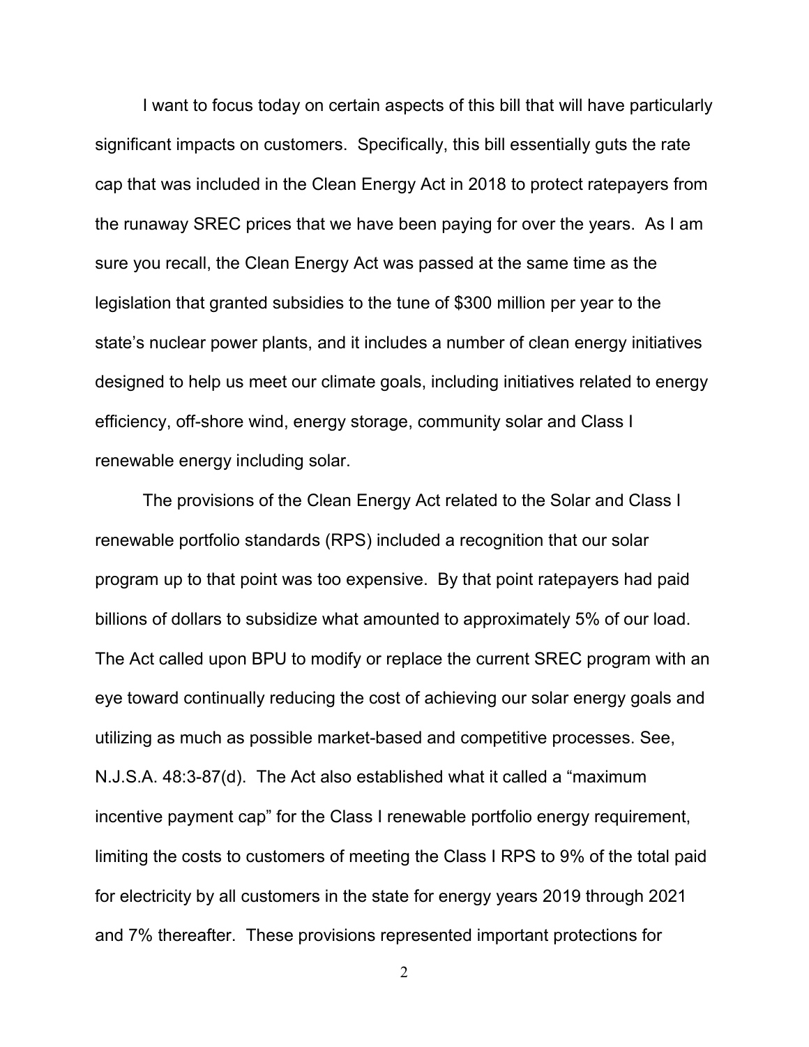I want to focus today on certain aspects of this bill that will have particularly significant impacts on customers. Specifically, this bill essentially guts the rate cap that was included in the Clean Energy Act in 2018 to protect ratepayers from the runaway SREC prices that we have been paying for over the years. As I am sure you recall, the Clean Energy Act was passed at the same time as the legislation that granted subsidies to the tune of $300 million per year to the state's nuclear power plants, and it includes a number of clean energy initiatives designed to help us meet our climate goals, including initiatives related to energy efficiency, off-shore wind, energy storage, community solar and Class I renewable energy including solar.

The provisions of the Clean Energy Act related to the Solar and Class I renewable portfolio standards (RPS) included a recognition that our solar program up to that point was too expensive. By that point ratepayers had paid billions of dollars to subsidize what amounted to approximately 5% of our load. The Act called upon BPU to modify or replace the current SREC program with an eye toward continually reducing the cost of achieving our solar energy goals and utilizing as much as possible market-based and competitive processes. See, N.J.S.A. 48:3-87(d). The Act also established what it called a "maximum incentive payment cap" for the Class I renewable portfolio energy requirement, limiting the costs to customers of meeting the Class I RPS to 9% of the total paid for electricity by all customers in the state for energy years 2019 through 2021 and 7% thereafter. These provisions represented important protections for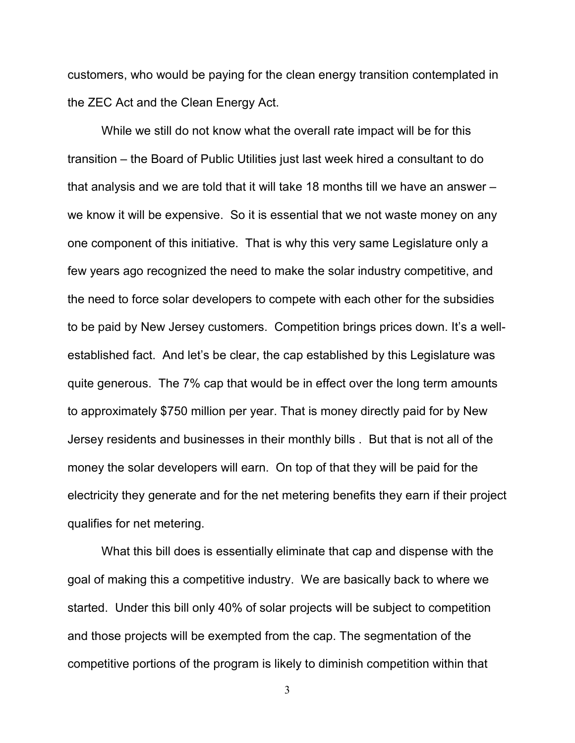customers, who would be paying for the clean energy transition contemplated in the ZEC Act and the Clean Energy Act.

While we still do not know what the overall rate impact will be for this transition – the Board of Public Utilities just last week hired a consultant to do that analysis and we are told that it will take 18 months till we have an answer – we know it will be expensive. So it is essential that we not waste money on any one component of this initiative. That is why this very same Legislature only a few years ago recognized the need to make the solar industry competitive, and the need to force solar developers to compete with each other for the subsidies to be paid by New Jersey customers. Competition brings prices down. It's a well-established fact. And let's be clear, the cap established by this Legislature was quite generous. The 7% cap that would be in effect over the long term amounts to approximately $750 million per year. That is money directly paid for by New Jersey residents and businesses in their monthly bills . But that is not all of the money the solar developers will earn. On top of that they will be paid for the electricity they generate and for the net metering benefits they earn if their project qualifies for net metering.

What this bill does is essentially eliminate that cap and dispense with the goal of making this a competitive industry. We are basically back to where we started. Under this bill only 40% of solar projects will be subject to competition and those projects will be exempted from the cap. The segmentation of the competitive portions of the program is likely to diminish competition within that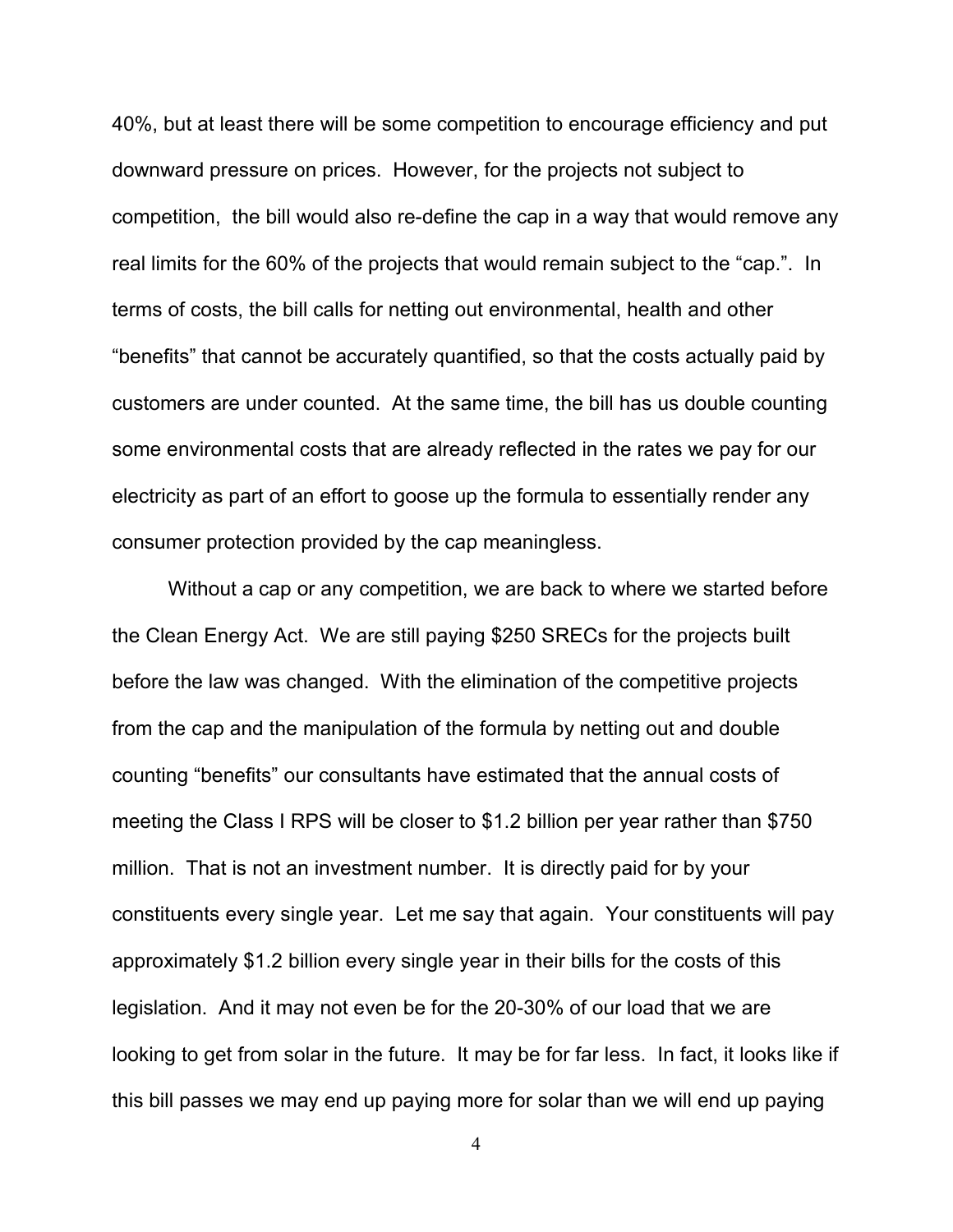40%, but at least there will be some competition to encourage efficiency and put downward pressure on prices. However, for the projects not subject to competition, the bill would also re-define the cap in a way that would remove any real limits for the 60% of the projects that would remain subject to the "cap.". In terms of costs, the bill calls for netting out environmental, health and other "benefits" that cannot be accurately quantified, so that the costs actually paid by customers are under counted. At the same time, the bill has us double counting some environmental costs that are already reflected in the rates we pay for our electricity as part of an effort to goose up the formula to essentially render any consumer protection provided by the cap meaningless.

Without a cap or any competition, we are back to where we started before the Clean Energy Act. We are still paying $250 SRECs for the projects built before the law was changed. With the elimination of the competitive projects from the cap and the manipulation of the formula by netting out and double counting "benefits" our consultants have estimated that the annual costs of meeting the Class I RPS will be closer to $1.2 billion per year rather than $750 million. That is not an investment number. It is directly paid for by your constituents every single year. Let me say that again. Your constituents will pay approximately $1.2 billion every single year in their bills for the costs of this legislation. And it may not even be for the 20-30% of our load that we are looking to get from solar in the future. It may be for far less. In fact, it looks like if this bill passes we may end up paying more for solar than we will end up paying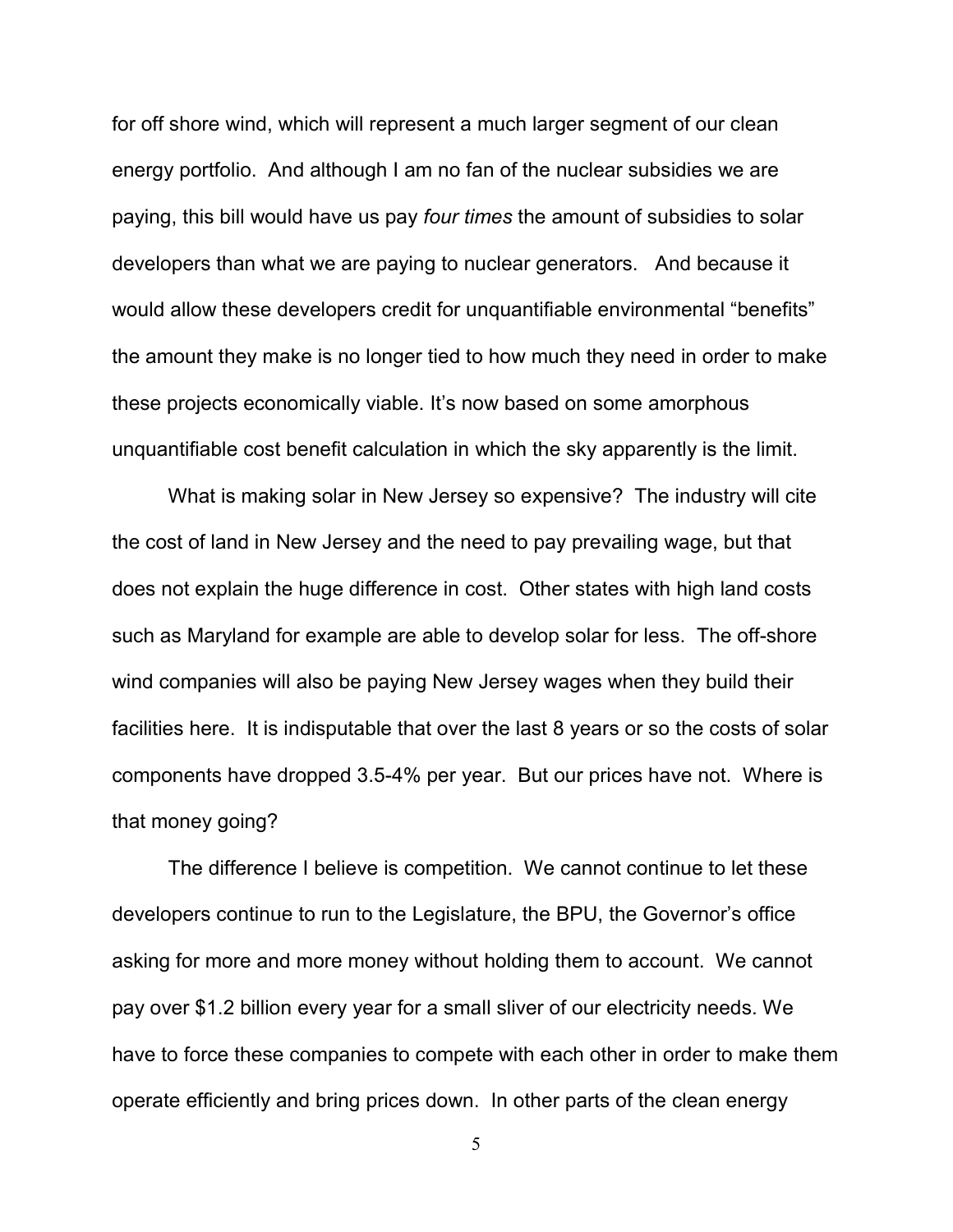for off shore wind, which will represent a much larger segment of our clean energy portfolio. And although I am no fan of the nuclear subsidies we are paying, this bill would have us pay *four times* the amount of subsidies to solar developers than what we are paying to nuclear generators. And because it would allow these developers credit for unquantifiable environmental "benefits" the amount they make is no longer tied to how much they need in order to make these projects economically viable. It's now based on some amorphous unquantifiable cost benefit calculation in which the sky apparently is the limit.

What is making solar in New Jersey so expensive? The industry will cite the cost of land in New Jersey and the need to pay prevailing wage, but that does not explain the huge difference in cost. Other states with high land costs such as Maryland for example are able to develop solar for less. The off-shore wind companies will also be paying New Jersey wages when they build their facilities here. It is indisputable that over the last 8 years or so the costs of solar components have dropped 3.5-4% per year. But our prices have not. Where is that money going?

The difference I believe is competition. We cannot continue to let these developers continue to run to the Legislature, the BPU, the Governor's office asking for more and more money without holding them to account. We cannot pay over $1.2 billion every year for a small sliver of our electricity needs. We have to force these companies to compete with each other in order to make them operate efficiently and bring prices down. In other parts of the clean energy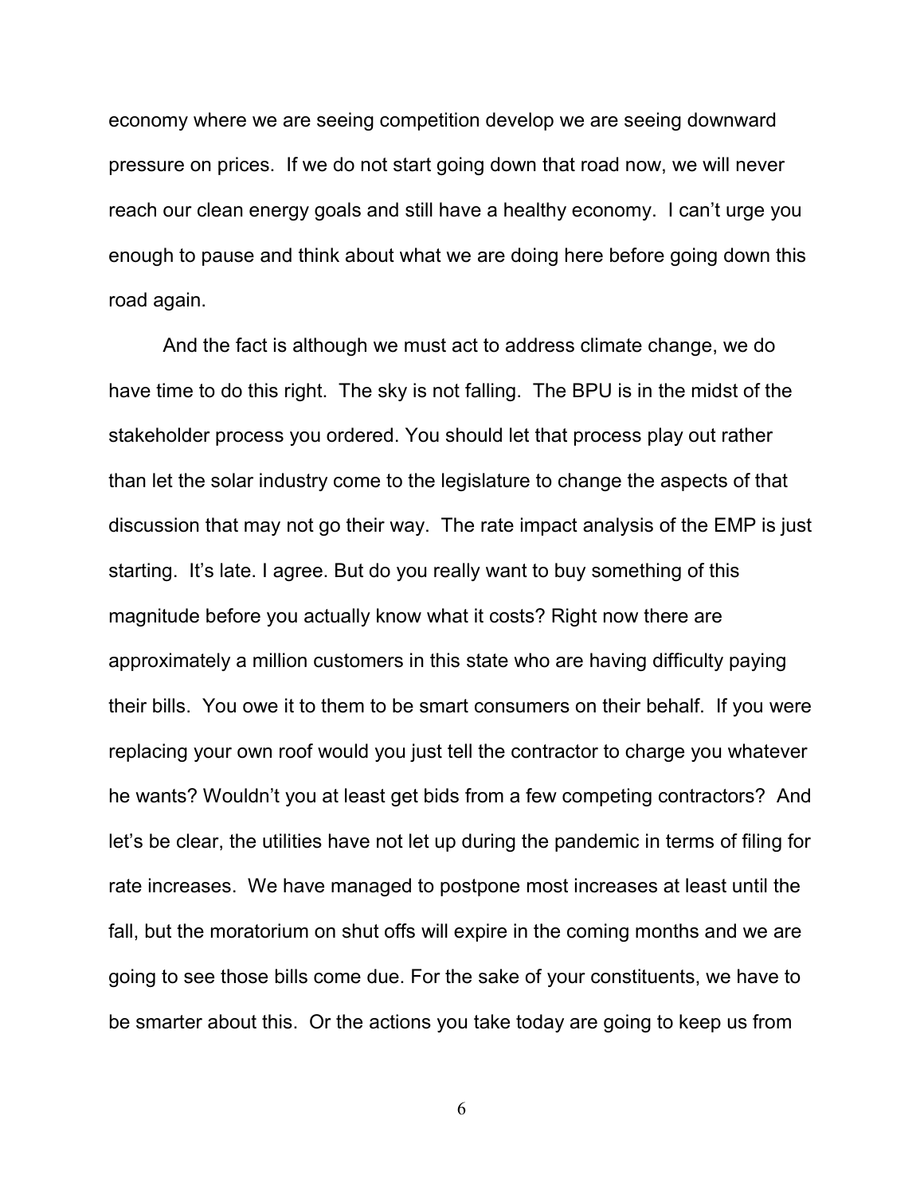economy where we are seeing competition develop we are seeing downward pressure on prices. If we do not start going down that road now, we will never reach our clean energy goals and still have a healthy economy. I can't urge you enough to pause and think about what we are doing here before going down this road again.

And the fact is although we must act to address climate change, we do have time to do this right. The sky is not falling. The BPU is in the midst of the stakeholder process you ordered. You should let that process play out rather than let the solar industry come to the legislature to change the aspects of that discussion that may not go their way. The rate impact analysis of the EMP is just starting. It's late. I agree. But do you really want to buy something of this magnitude before you actually know what it costs? Right now there are approximately a million customers in this state who are having difficulty paying their bills. You owe it to them to be smart consumers on their behalf. If you were replacing your own roof would you just tell the contractor to charge you whatever he wants? Wouldn't you at least get bids from a few competing contractors? And let's be clear, the utilities have not let up during the pandemic in terms of filing for rate increases. We have managed to postpone most increases at least until the fall, but the moratorium on shut offs will expire in the coming months and we are going to see those bills come due. For the sake of your constituents, we have to be smarter about this. Or the actions you take today are going to keep us from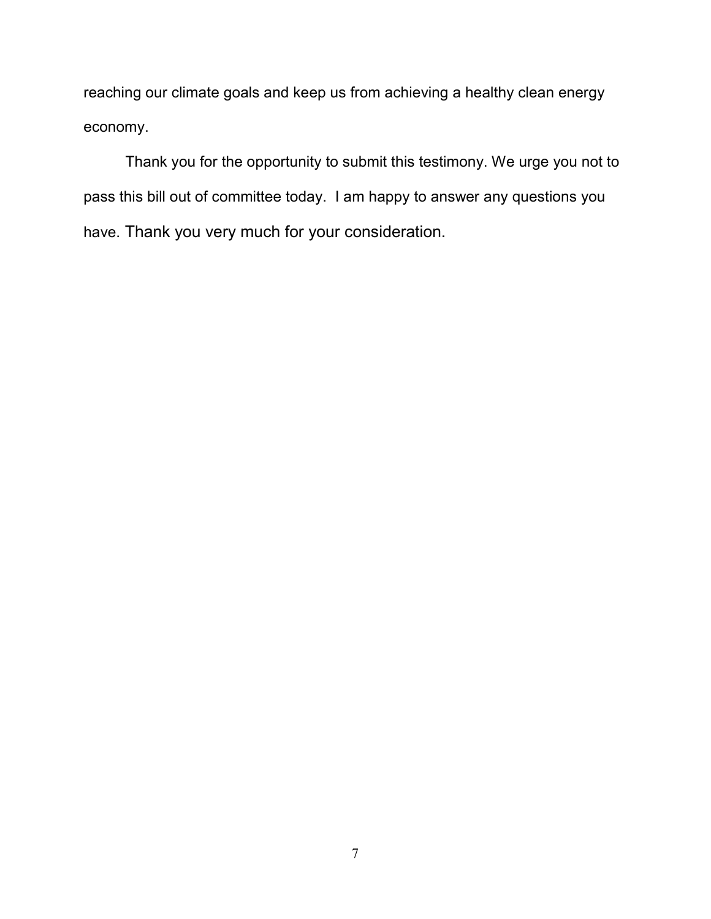reaching our climate goals and keep us from achieving a healthy clean energy economy.

Thank you for the opportunity to submit this testimony. We urge you not to pass this bill out of committee today. I am happy to answer any questions you have. Thank you very much for your consideration.